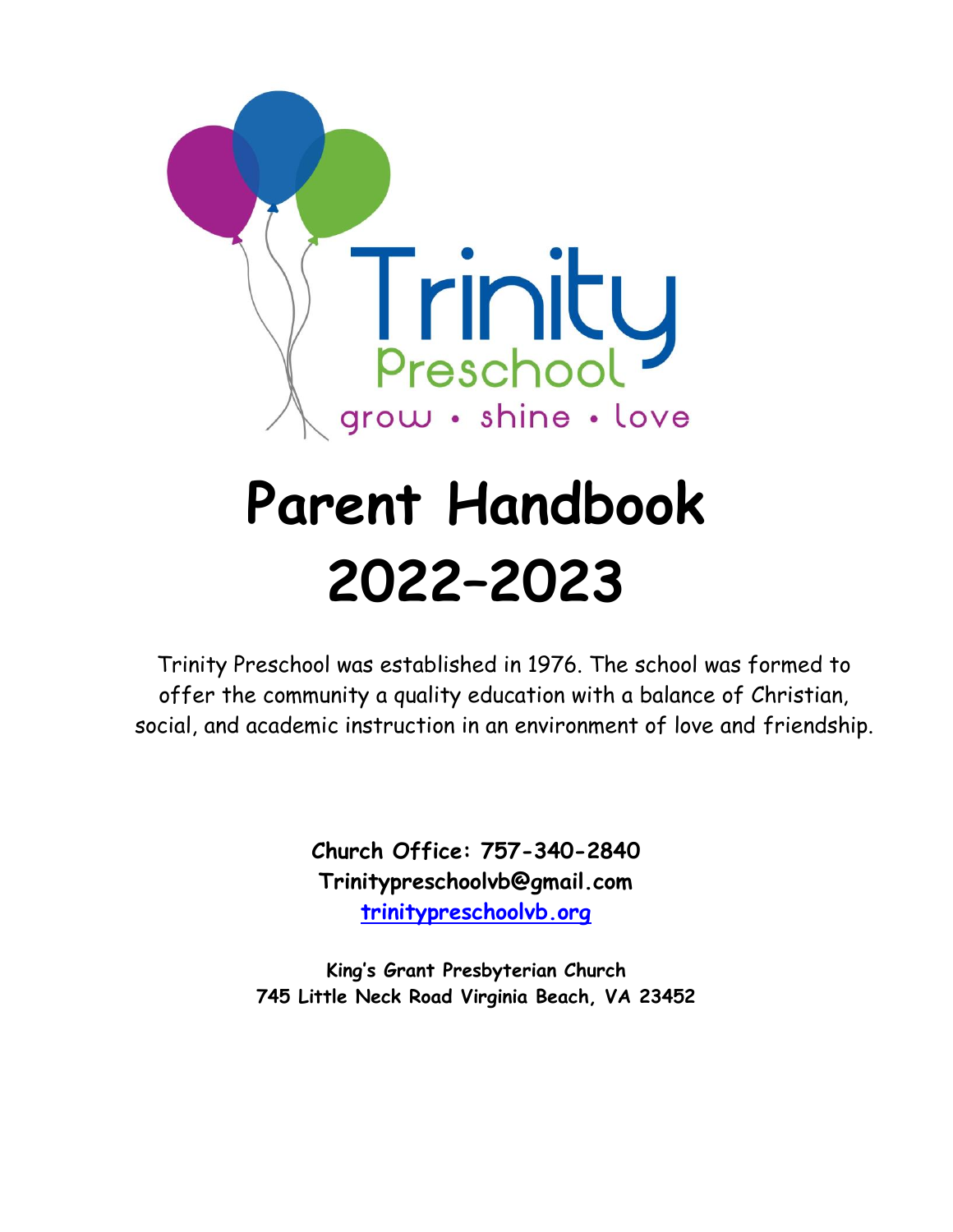Trinity

Preschool

grow • shine • love

# Parent Handbook 2022–2023

Trinity Preschool was established in 1976. The school was formed to offer the community a quality education with a balance of Christian, social, and academic instruction in an environment of love and friendship.

**Church Office: 757-340-2840**
**Trinitypreschoolvb@gmail.com**
**[trinitypreschoolvb.org](trinitypreschoolvb.org)**

**King's Grant Presbyterian Church**
**745 Little Neck Road Virginia Beach, VA 23452**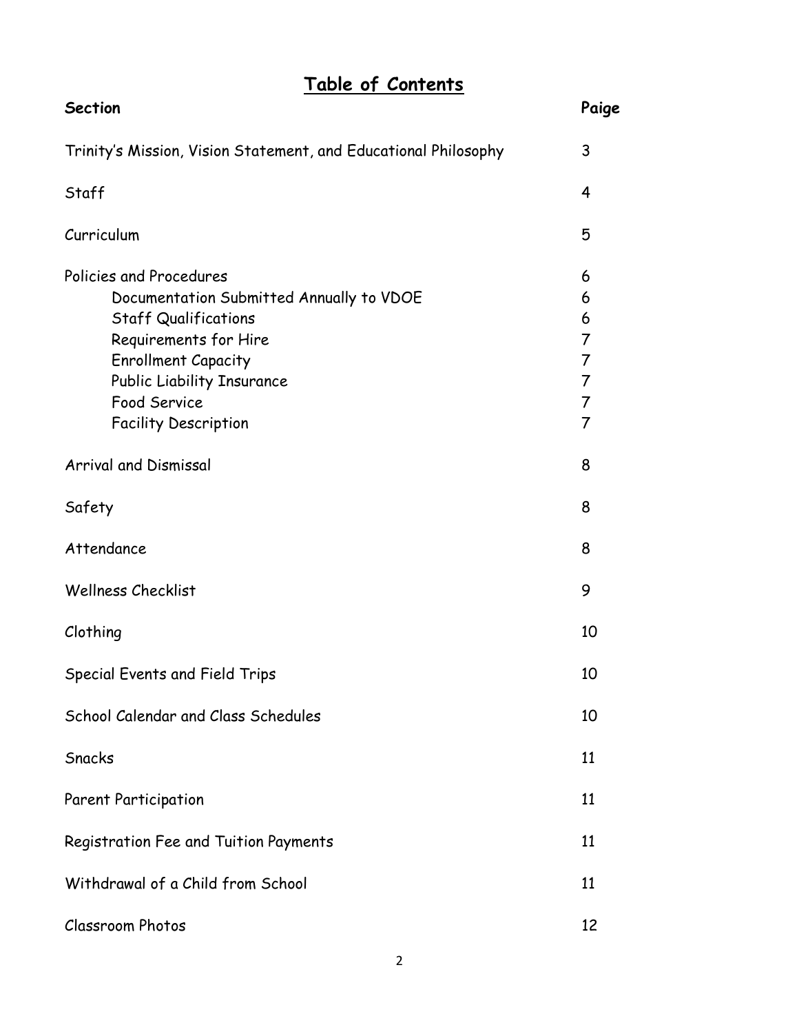# Table of Contents

| Section | Paige |
| --- | --- |
| Trinity's Mission, Vision Statement, and Educational Philosophy | 3 |
| Staff | 4 |
| Curriculum | 5 |
| Policies and Procedures | 6 |
| Documentation Submitted Annually to VDOE | 6 |
| Staff Qualifications | 6 |
| Requirements for Hire | 7 |
| Enrollment Capacity | 7 |
| Public Liability Insurance | 7 |
| Food Service | 7 |
| Facility Description | 7 |
| Arrival and Dismissal | 8 |
| Safety | 8 |
| Attendance | 8 |
| Wellness Checklist | 9 |
| Clothing | 10 |
| Special Events and Field Trips | 10 |
| School Calendar and Class Schedules | 10 |
| Snacks | 11 |
| Parent Participation | 11 |
| Registration Fee and Tuition Payments | 11 |
| Withdrawal of a Child from School | 11 |
| Classroom Photos | 12 |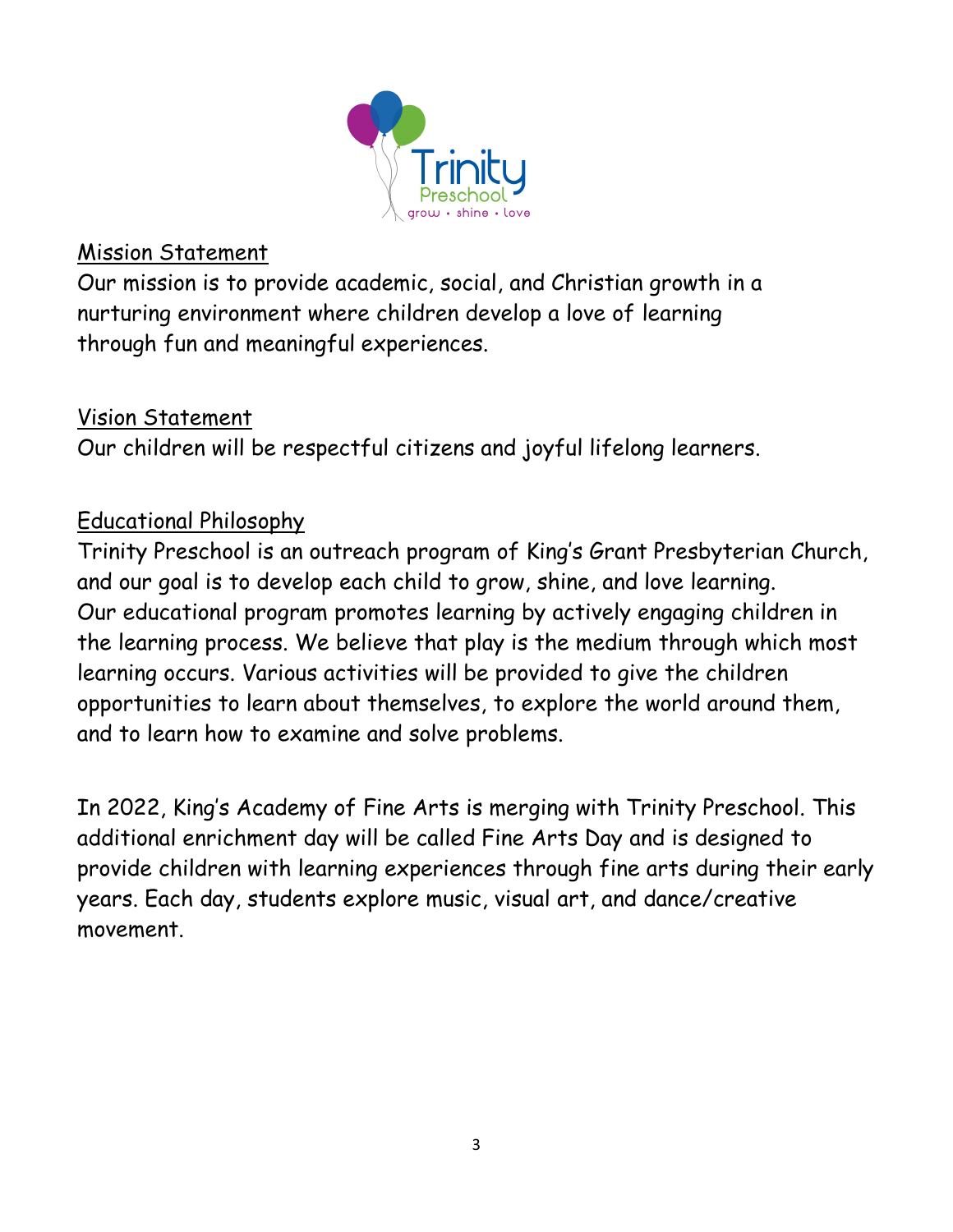Trinity Preschool
grow • shine • love

## Mission Statement

Our mission is to provide academic, social, and Christian growth in a nurturing environment where children develop a love of learning through fun and meaningful experiences.

## Vision Statement

Our children will be respectful citizens and joyful lifelong learners.

## Educational Philosophy

Trinity Preschool is an outreach program of King's Grant Presbyterian Church, and our goal is to develop each child to grow, shine, and love learning. Our educational program promotes learning by actively engaging children in the learning process. We believe that play is the medium through which most learning occurs. Various activities will be provided to give the children opportunities to learn about themselves, to explore the world around them, and to learn how to examine and solve problems.

In 2022, King's Academy of Fine Arts is merging with Trinity Preschool. This additional enrichment day will be called Fine Arts Day and is designed to provide children with learning experiences through fine arts during their early years. Each day, students explore music, visual art, and dance/creative movement.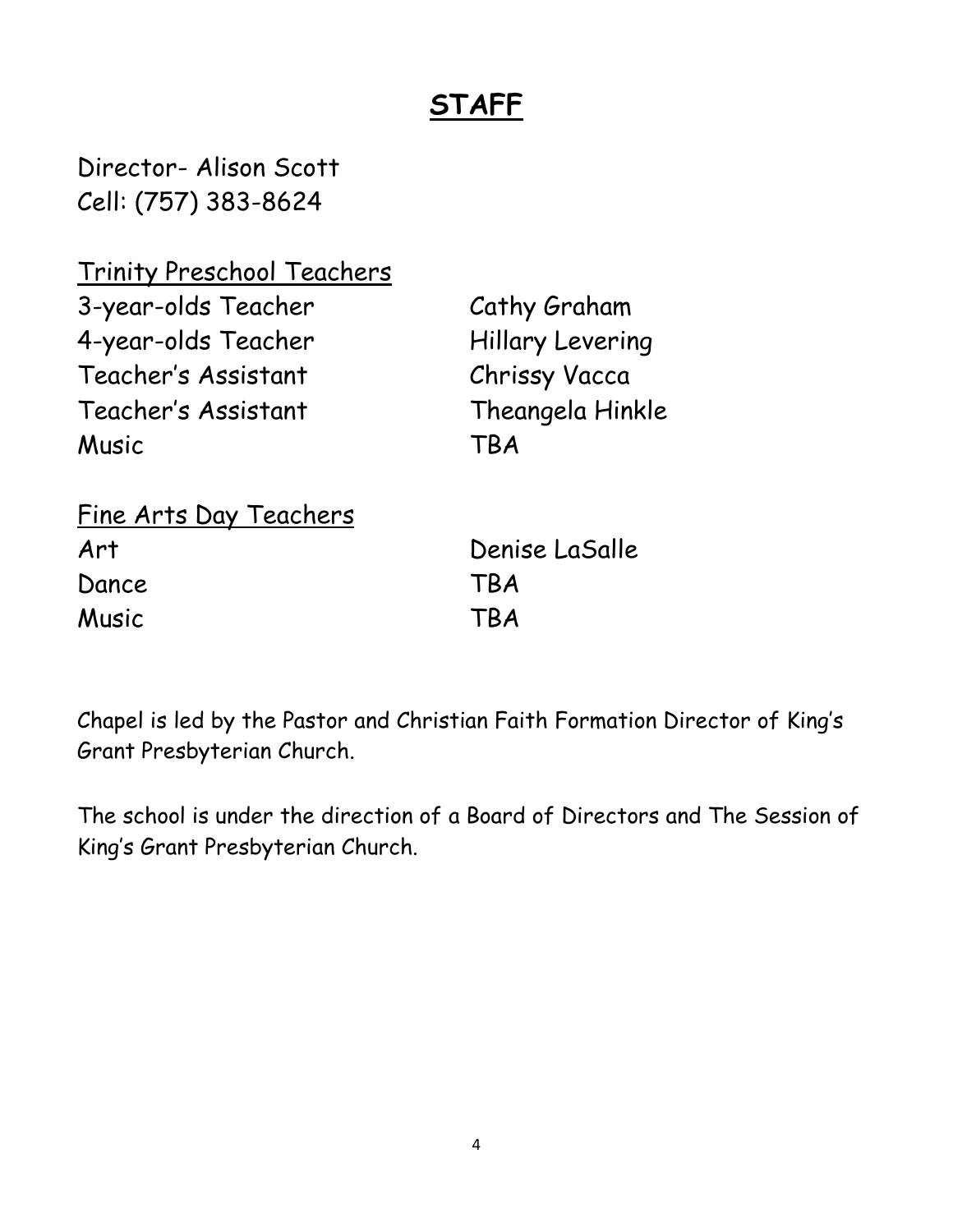# STAFF

Director- Alison Scott
Cell: (757) 383-8624

Trinity Preschool Teachers

| | |
|---|---|
| 3-year-olds Teacher | Cathy Graham |
| 4-year-olds Teacher | Hillary Levering |
| Teacher's Assistant | Chrissy Vacca |
| Teacher's Assistant | Theangela Hinkle |
| Music | TBA |

Fine Arts Day Teachers

| | |
|---|---|
| Art | Denise LaSalle |
| Dance | TBA |
| Music | TBA |

Chapel is led by the Pastor and Christian Faith Formation Director of King's Grant Presbyterian Church.

The school is under the direction of a Board of Directors and The Session of King's Grant Presbyterian Church.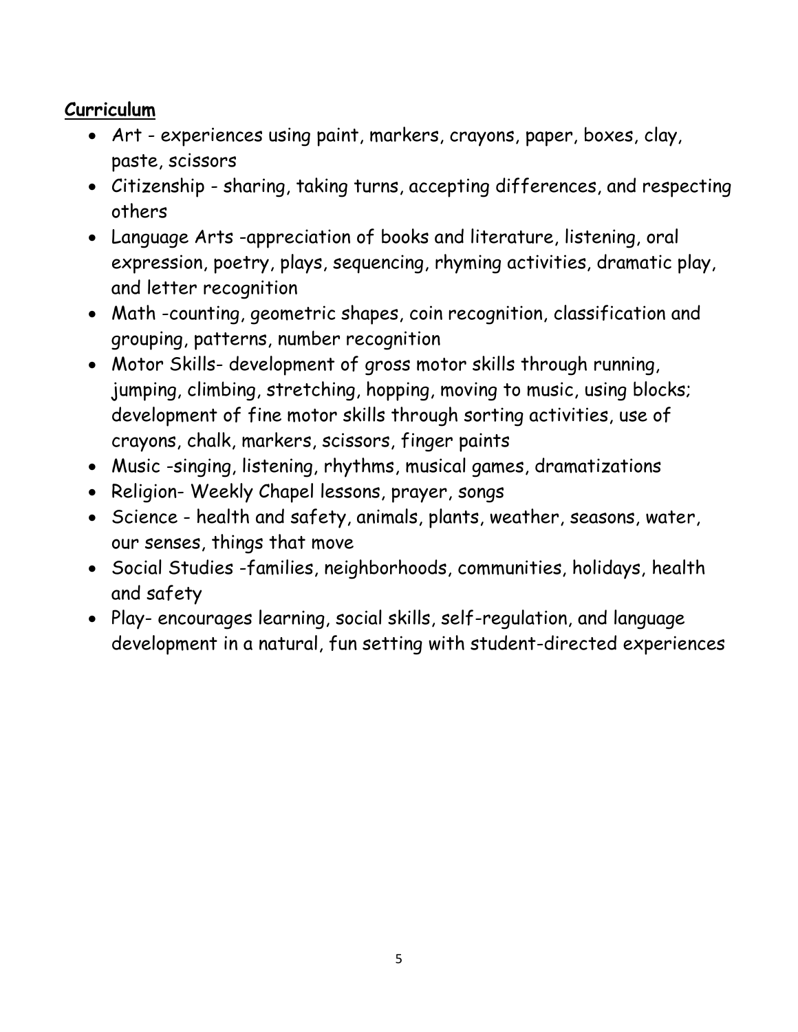## **Curriculum**

- Art - experiences using paint, markers, crayons, paper, boxes, clay, paste, scissors
- Citizenship - sharing, taking turns, accepting differences, and respecting others
- Language Arts -appreciation of books and literature, listening, oral expression, poetry, plays, sequencing, rhyming activities, dramatic play, and letter recognition
- Math -counting, geometric shapes, coin recognition, classification and grouping, patterns, number recognition
- Motor Skills- development of gross motor skills through running, jumping, climbing, stretching, hopping, moving to music, using blocks; development of fine motor skills through sorting activities, use of crayons, chalk, markers, scissors, finger paints
- Music -singing, listening, rhythms, musical games, dramatizations
- Religion- Weekly Chapel lessons, prayer, songs
- Science - health and safety, animals, plants, weather, seasons, water, our senses, things that move
- Social Studies -families, neighborhoods, communities, holidays, health and safety
- Play- encourages learning, social skills, self-regulation, and language development in a natural, fun setting with student-directed experiences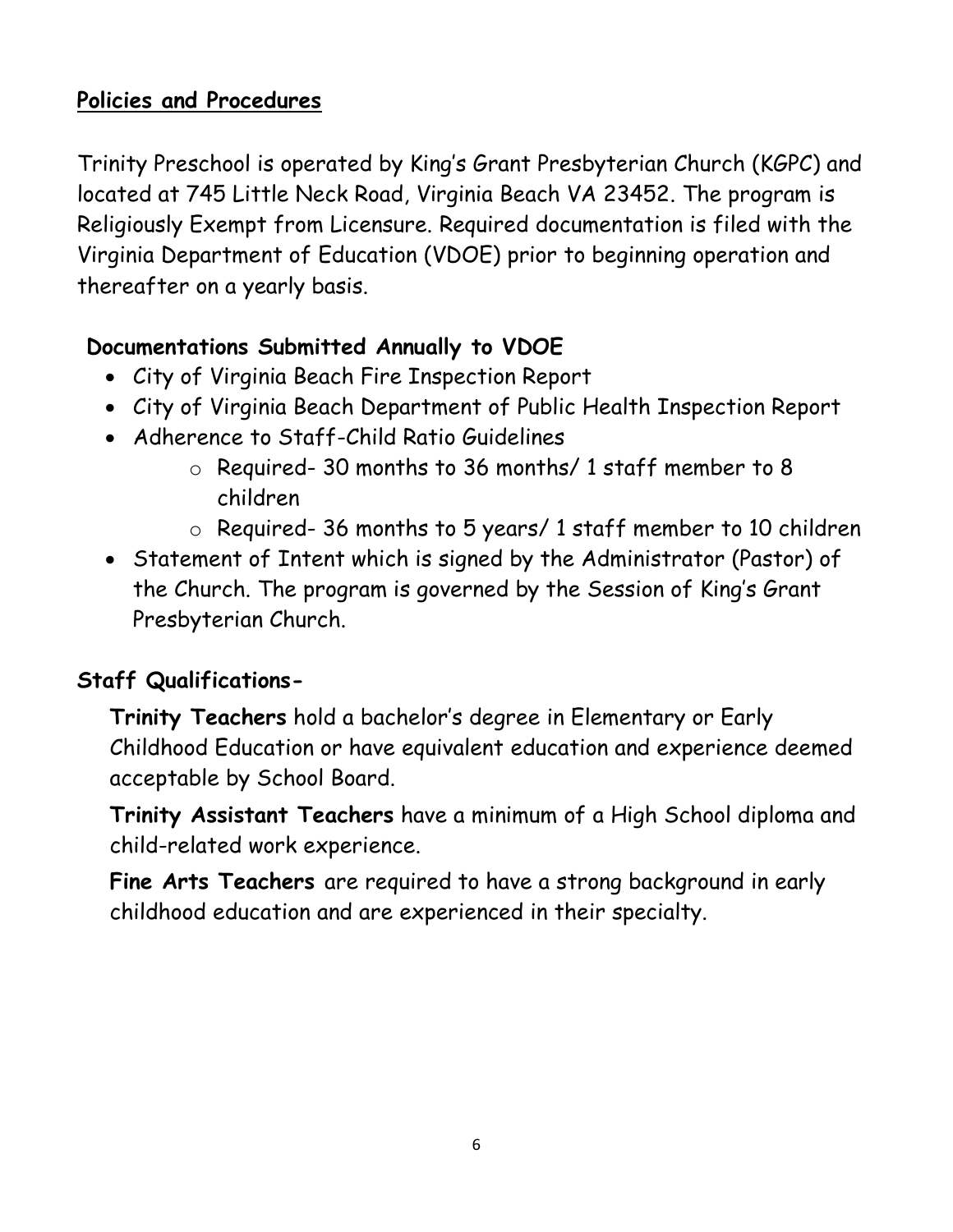## Policies and Procedures

Trinity Preschool is operated by King's Grant Presbyterian Church (KGPC) and located at 745 Little Neck Road, Virginia Beach VA 23452. The program is Religiously Exempt from Licensure. Required documentation is filed with the Virginia Department of Education (VDOE) prior to beginning operation and thereafter on a yearly basis.

### Documentations Submitted Annually to VDOE

- City of Virginia Beach Fire Inspection Report
- City of Virginia Beach Department of Public Health Inspection Report
- Adherence to Staff-Child Ratio Guidelines
  - Required- 30 months to 36 months/ 1 staff member to 8 children
  - Required- 36 months to 5 years/ 1 staff member to 10 children
- Statement of Intent which is signed by the Administrator (Pastor) of the Church. The program is governed by the Session of King's Grant Presbyterian Church.

### Staff Qualifications-

**Trinity Teachers** hold a bachelor's degree in Elementary or Early Childhood Education or have equivalent education and experience deemed acceptable by School Board.

**Trinity Assistant Teachers** have a minimum of a High School diploma and child-related work experience.

**Fine Arts Teachers** are required to have a strong background in early childhood education and are experienced in their specialty.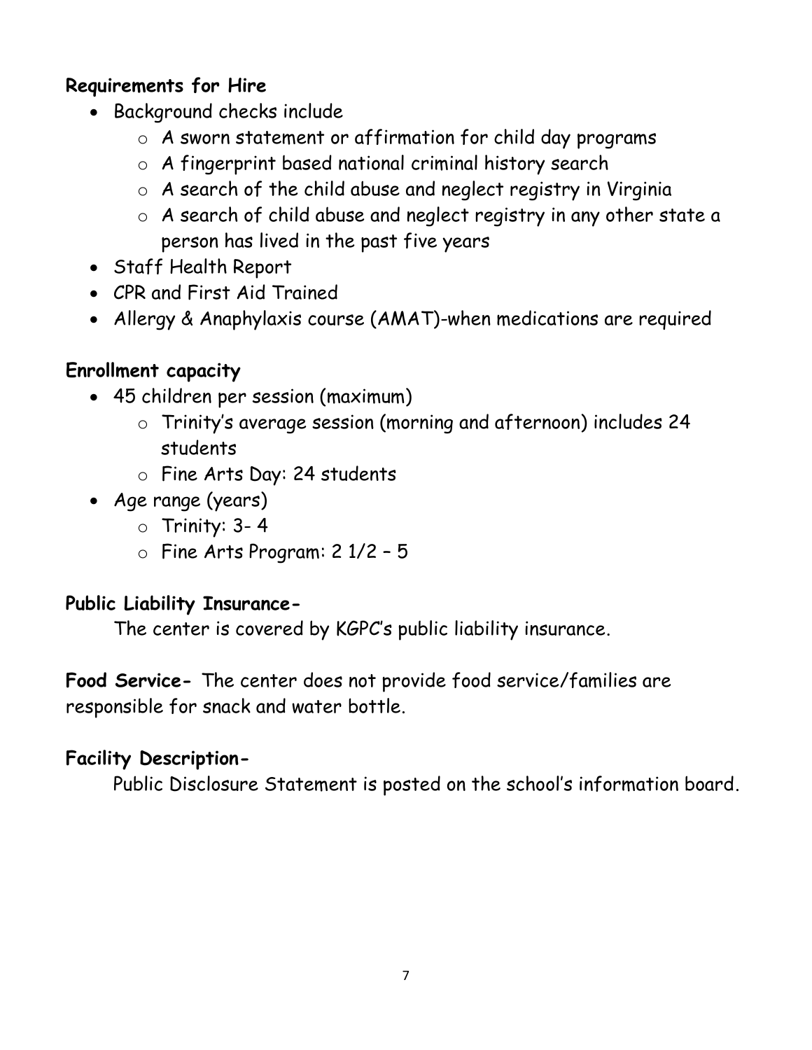**Requirements for Hire**

- Background checks include
  - A sworn statement or affirmation for child day programs
  - A fingerprint based national criminal history search
  - A search of the child abuse and neglect registry in Virginia
  - A search of child abuse and neglect registry in any other state a person has lived in the past five years
- Staff Health Report
- CPR and First Aid Trained
- Allergy & Anaphylaxis course (AMAT)-when medications are required

**Enrollment capacity**

- 45 children per session (maximum)
  - Trinity's average session (morning and afternoon) includes 24 students
  - Fine Arts Day: 24 students
- Age range (years)
  - Trinity: 3- 4
  - Fine Arts Program: 2 1/2 – 5

**Public Liability Insurance-**

The center is covered by KGPC's public liability insurance.

**Food Service-** The center does not provide food service/families are responsible for snack and water bottle.

**Facility Description-**

Public Disclosure Statement is posted on the school's information board.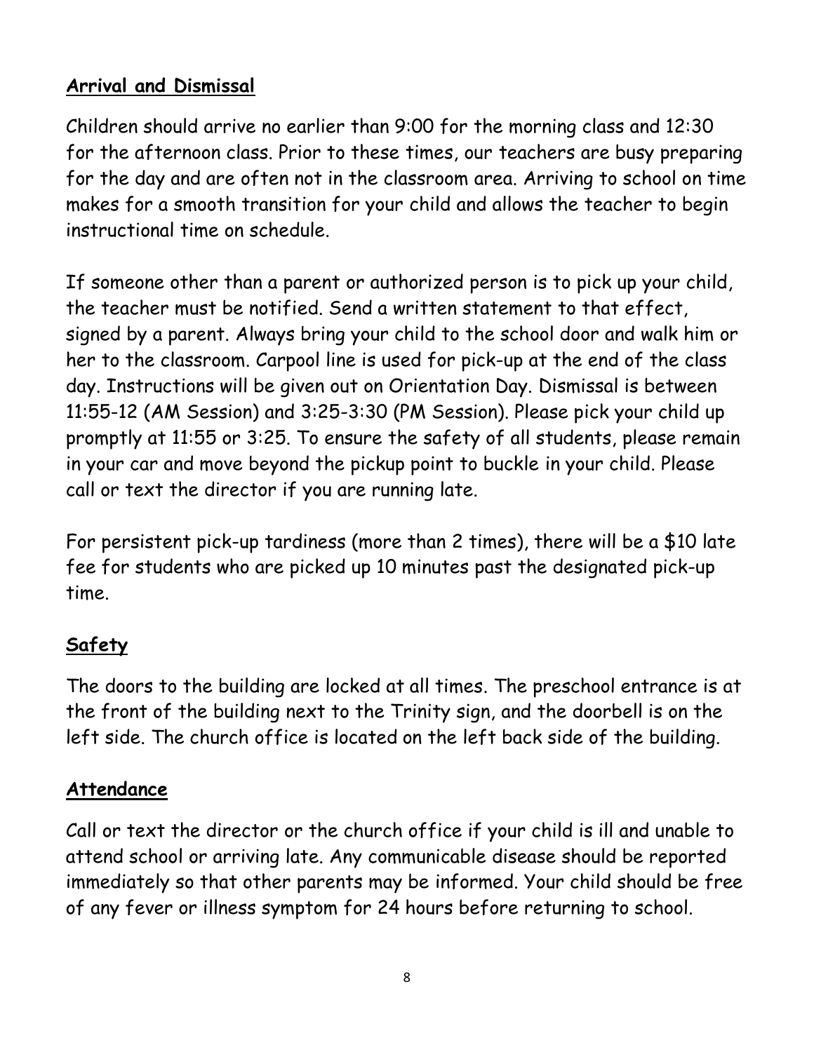## **Arrival and Dismissal**

Children should arrive no earlier than 9:00 for the morning class and 12:30 for the afternoon class. Prior to these times, our teachers are busy preparing for the day and are often not in the classroom area. Arriving to school on time makes for a smooth transition for your child and allows the teacher to begin instructional time on schedule.

If someone other than a parent or authorized person is to pick up your child, the teacher must be notified. Send a written statement to that effect, signed by a parent. Always bring your child to the school door and walk him or her to the classroom. Carpool line is used for pick-up at the end of the class day. Instructions will be given out on Orientation Day. Dismissal is between 11:55-12 (AM Session) and 3:25-3:30 (PM Session). Please pick your child up promptly at 11:55 or 3:25. To ensure the safety of all students, please remain in your car and move beyond the pickup point to buckle in your child. Please call or text the director if you are running late.

For persistent pick-up tardiness (more than 2 times), there will be a $10 late fee for students who are picked up 10 minutes past the designated pick-up time.

## **Safety**

The doors to the building are locked at all times. The preschool entrance is at the front of the building next to the Trinity sign, and the doorbell is on the left side. The church office is located on the left back side of the building.

## **Attendance**

Call or text the director or the church office if your child is ill and unable to attend school or arriving late. Any communicable disease should be reported immediately so that other parents may be informed. Your child should be free of any fever or illness symptom for 24 hours before returning to school.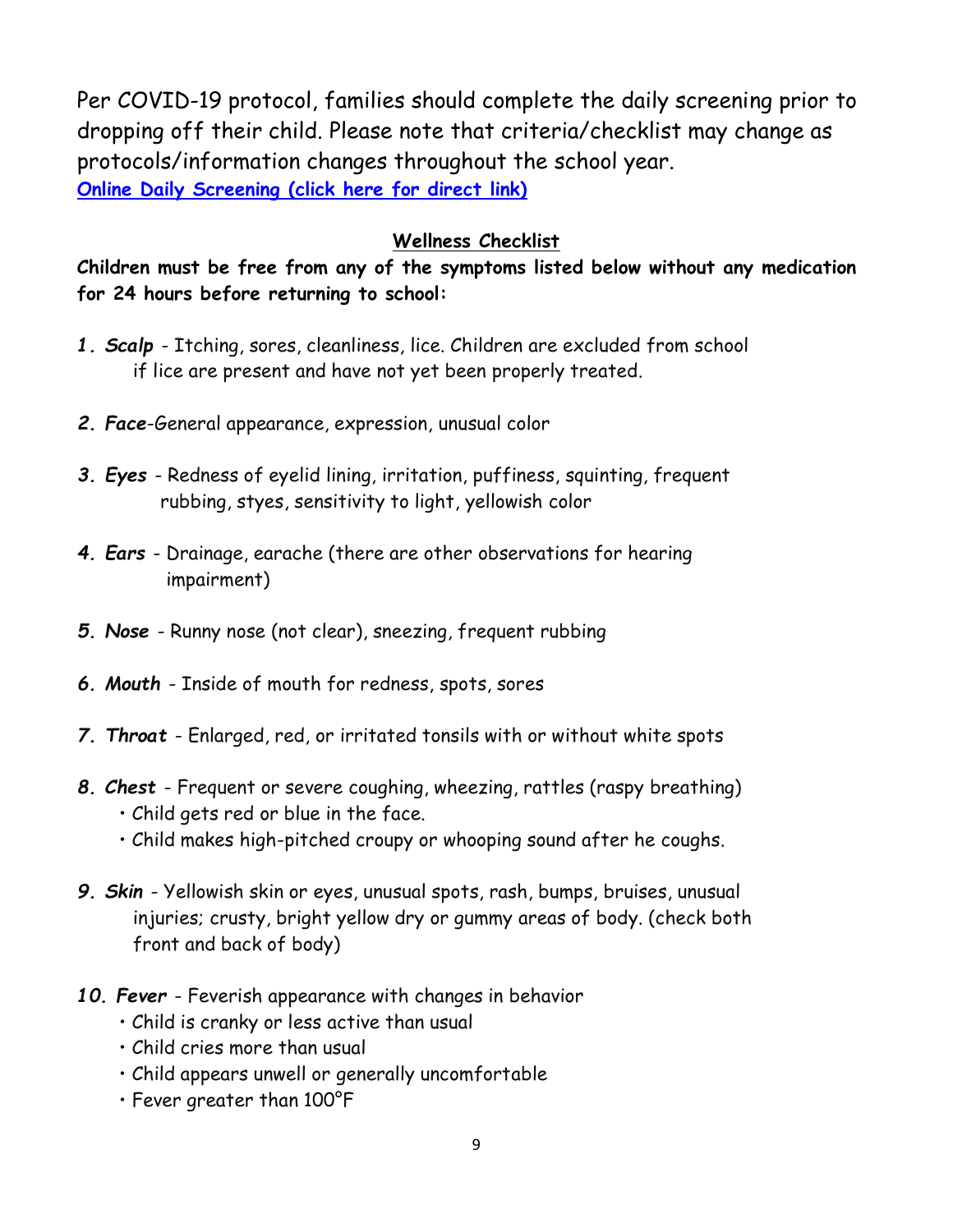Per COVID-19 protocol, families should complete the daily screening prior to dropping off their child. Please note that criteria/checklist may change as protocols/information changes throughout the school year.

**[Online Daily Screening (click here for direct link)]**

## Wellness Checklist

**Children must be free from any of the symptoms listed below without any medication for 24 hours before returning to school:**

1. ***Scalp*** - Itching, sores, cleanliness, lice. Children are excluded from school if lice are present and have not yet been properly treated.

2. ***Face***-General appearance, expression, unusual color

3. ***Eyes*** - Redness of eyelid lining, irritation, puffiness, squinting, frequent rubbing, styes, sensitivity to light, yellowish color

4. ***Ears*** - Drainage, earache (there are other observations for hearing impairment)

5. ***Nose*** - Runny nose (not clear), sneezing, frequent rubbing

6. ***Mouth*** - Inside of mouth for redness, spots, sores

7. ***Throat*** - Enlarged, red, or irritated tonsils with or without white spots

8. ***Chest*** - Frequent or severe coughing, wheezing, rattles (raspy breathing)
   - Child gets red or blue in the face.
   - Child makes high-pitched croupy or whooping sound after he coughs.

9. ***Skin*** - Yellowish skin or eyes, unusual spots, rash, bumps, bruises, unusual injuries; crusty, bright yellow dry or gummy areas of body. (check both front and back of body)

10. ***Fever*** - Feverish appearance with changes in behavior
    - Child is cranky or less active than usual
    - Child cries more than usual
    - Child appears unwell or generally uncomfortable
    - Fever greater than 100°F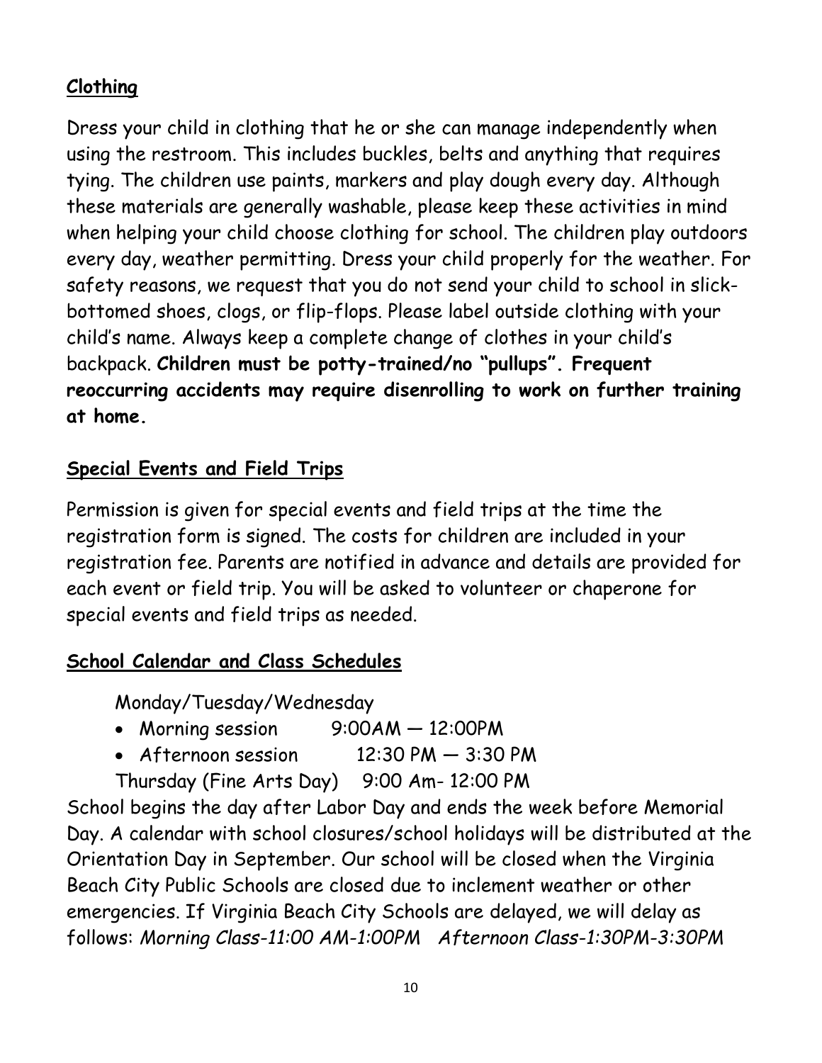## Clothing

Dress your child in clothing that he or she can manage independently when using the restroom. This includes buckles, belts and anything that requires tying. The children use paints, markers and play dough every day. Although these materials are generally washable, please keep these activities in mind when helping your child choose clothing for school. The children play outdoors every day, weather permitting. Dress your child properly for the weather. For safety reasons, we request that you do not send your child to school in slick-bottomed shoes, clogs, or flip-flops. Please label outside clothing with your child's name. Always keep a complete change of clothes in your child's backpack. **Children must be potty-trained/no "pullups". Frequent reoccurring accidents may require disenrolling to work on further training at home.**

## Special Events and Field Trips

Permission is given for special events and field trips at the time the registration form is signed. The costs for children are included in your registration fee. Parents are notified in advance and details are provided for each event or field trip. You will be asked to volunteer or chaperone for special events and field trips as needed.

## School Calendar and Class Schedules

Monday/Tuesday/Wednesday

- Morning session 9:00AM — 12:00PM
- Afternoon session 12:30 PM — 3:30 PM

Thursday (Fine Arts Day) 9:00 Am- 12:00 PM

School begins the day after Labor Day and ends the week before Memorial Day. A calendar with school closures/school holidays will be distributed at the Orientation Day in September. Our school will be closed when the Virginia Beach City Public Schools are closed due to inclement weather or other emergencies. If Virginia Beach City Schools are delayed, we will delay as follows: *Morning Class-11:00 AM-1:00PM Afternoon Class-1:30PM-3:30PM*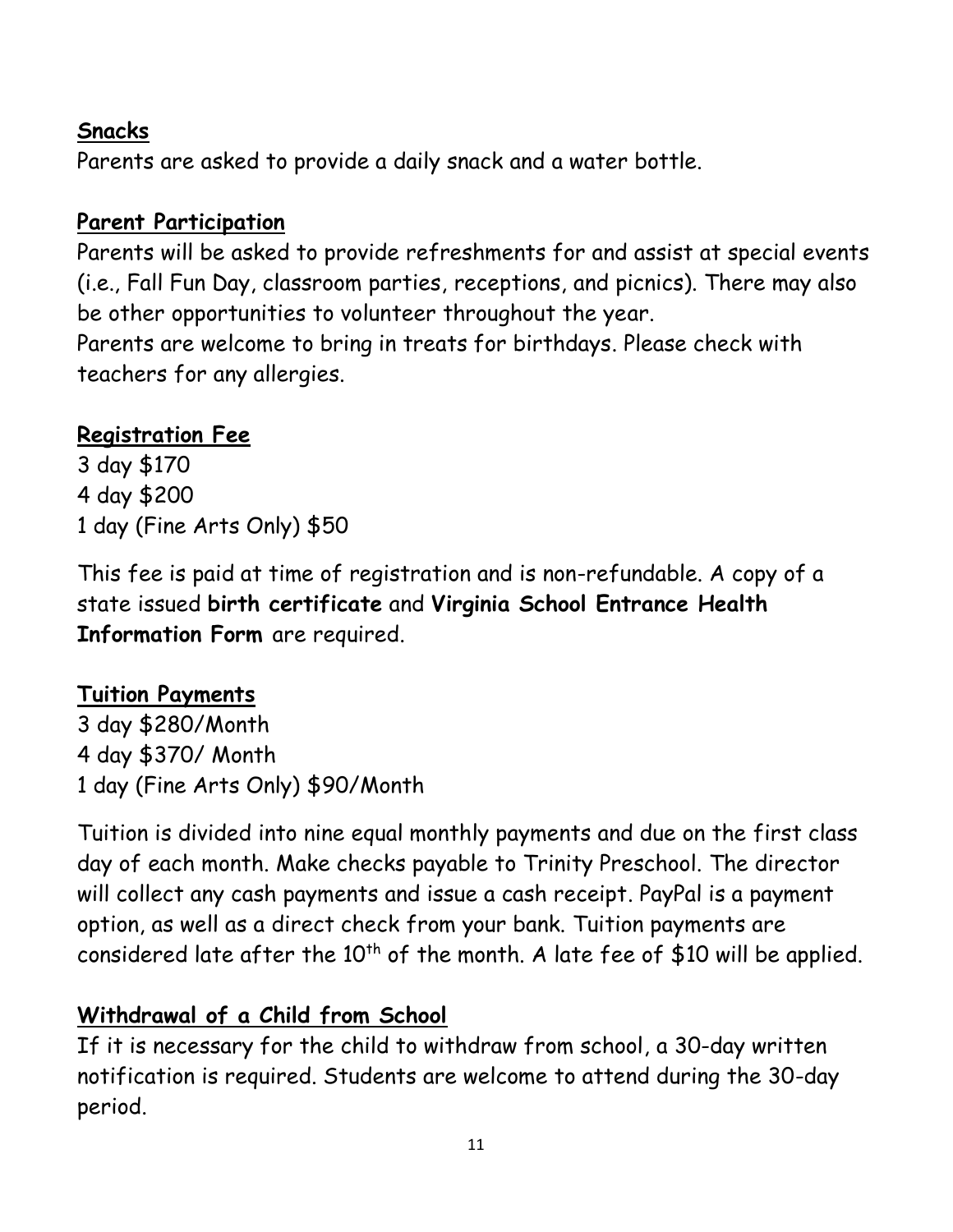## Snacks

Parents are asked to provide a daily snack and a water bottle.

## Parent Participation

Parents will be asked to provide refreshments for and assist at special events (i.e., Fall Fun Day, classroom parties, receptions, and picnics). There may also be other opportunities to volunteer throughout the year.

Parents are welcome to bring in treats for birthdays. Please check with teachers for any allergies.

## Registration Fee

3 day $170
4 day $200
1 day (Fine Arts Only) $50

This fee is paid at time of registration and is non-refundable. A copy of a state issued **birth certificate** and **Virginia School Entrance Health Information Form** are required.

## Tuition Payments

3 day $280/Month
4 day $370/ Month
1 day (Fine Arts Only) $90/Month

Tuition is divided into nine equal monthly payments and due on the first class day of each month. Make checks payable to Trinity Preschool. The director will collect any cash payments and issue a cash receipt. PayPal is a payment option, as well as a direct check from your bank. Tuition payments are considered late after the 10th of the month. A late fee of $10 will be applied.

## Withdrawal of a Child from School

If it is necessary for the child to withdraw from school, a 30-day written notification is required. Students are welcome to attend during the 30-day period.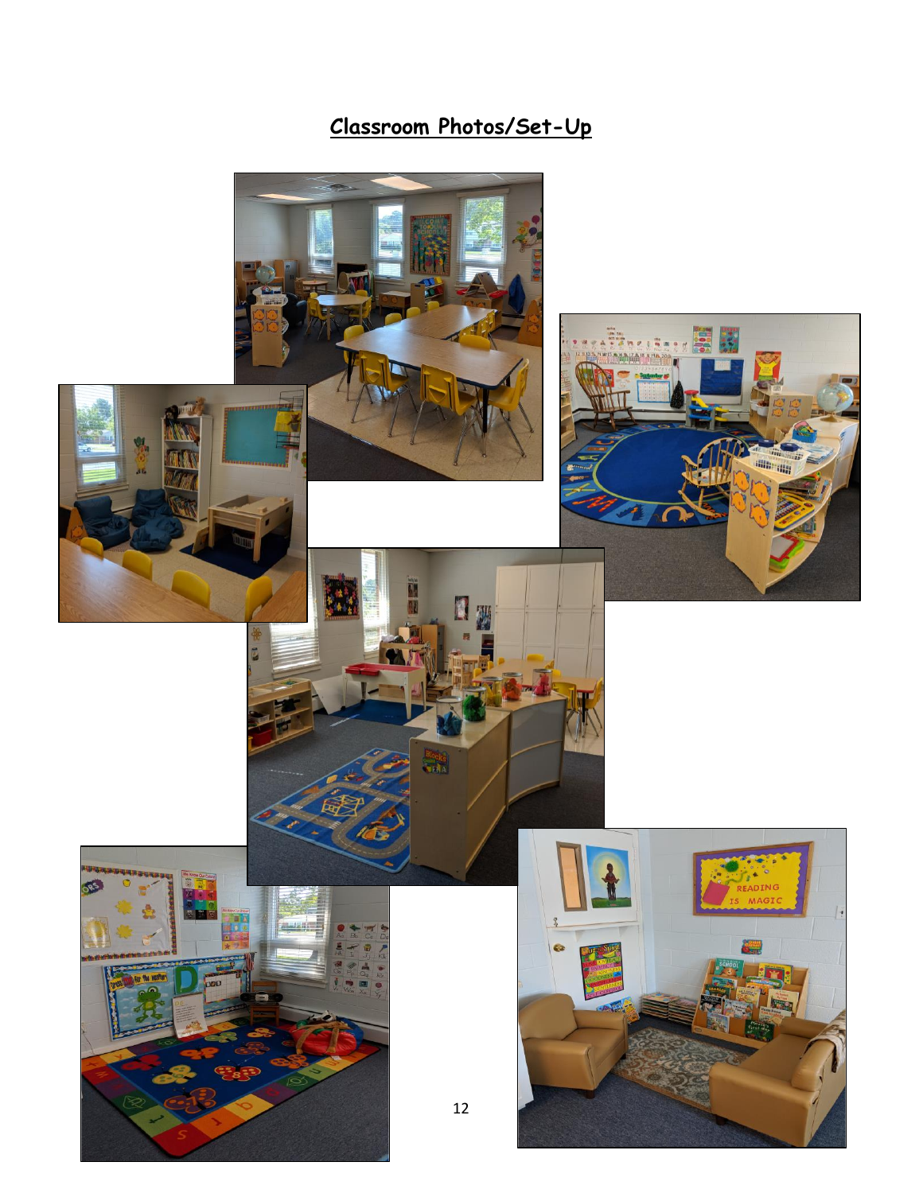## Classroom Photos/Set-Up